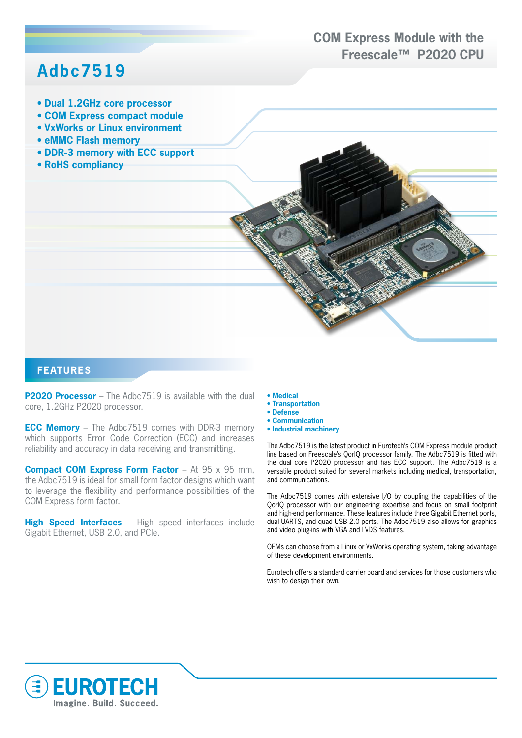COM Express Module with the Freescale™ P2020 CPU

# Adbc7519

- Dual 1.2GHz core processor
- COM Express compact module
- VxWorks or Linux environment
- eMMC Flash memory
- DDR-3 memory with ECC support
- RoHS compliancy

## FEATURES

**P2020 Processor** – The Adbc7519 is available with the dual core, 1.2GHz P2020 processor.

**ECC Memory** – The Adbc7519 comes with DDR-3 memory which supports Error Code Correction (ECC) and increases reliability and accuracy in data receiving and transmitting.

**Compact COM Express Form Factor** – At 95 x 95 mm, the Adbc7519 is ideal for small form factor designs which want to leverage the flexibility and performance possibilities of the COM Express form factor.

**High Speed Interfaces** – High speed interfaces include Gigabit Ethernet, USB 2.0, and PCIe.

- Medical
- Transportation
- Defense
- Communication
- Industrial machinery

The Adbc7519 is the latest product in Eurotech's COM Express module product line based on Freescale's QorIQ processor family. The Adbc7519 is fitted with the dual core P2020 processor and has ECC support. The Adbc7519 is a versatile product suited for several markets including medical, transportation, and communications.

The Adbc7519 comes with extensive I/O by coupling the capabilities of the QorIQ processor with our engineering expertise and focus on small footprint and high-end performance. These features include three Gigabit Ethernet ports, dual UARTS, and quad USB 2.0 ports. The Adbc7519 also allows for graphics and video plug-ins with VGA and LVDS features.

OEMs can choose from a Linux or VxWorks operating system, taking advantage of these development environments.

Eurotech offers a standard carrier board and services for those customers who wish to design their own.

EUROTECH
Imagine. Build. Succeed.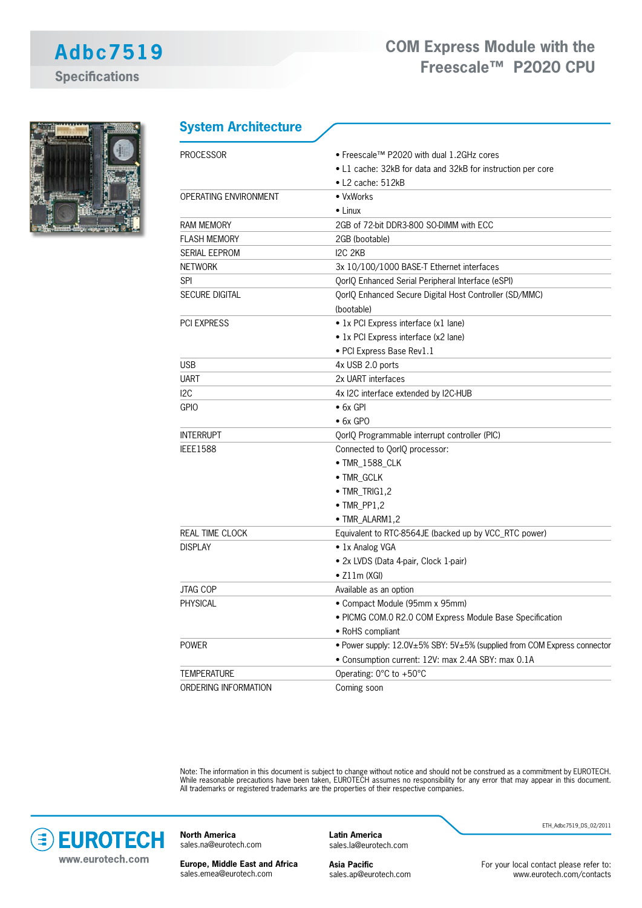# Adbc7519

## Specifications

# COM Express Module with the Freescale™ P2020 CPU

## System Architecture

| | |
|---|---|
| PROCESSOR | • Freescale™ P2020 with dual 1.2GHz cores<br>• L1 cache: 32kB for data and 32kB for instruction per core<br>• L2 cache: 512kB |
| OPERATING ENVIRONMENT | • VxWorks<br>• Linux |
| RAM MEMORY | 2GB of 72-bit DDR3-800 SO-DIMM with ECC |
| FLASH MEMORY | 2GB (bootable) |
| SERIAL EEPROM | I2C 2KB |
| NETWORK | 3x 10/100/1000 BASE-T Ethernet interfaces |
| SPI | QorIQ Enhanced Serial Peripheral Interface (eSPI) |
| SECURE DIGITAL | QorIQ Enhanced Secure Digital Host Controller (SD/MMC) (bootable) |
| PCI EXPRESS | • 1x PCI Express interface (x1 lane)<br>• 1x PCI Express interface (x2 lane)<br>• PCI Express Base Rev1.1 |
| USB | 4x USB 2.0 ports |
| UART | 2x UART interfaces |
| I2C | 4x I2C interface extended by I2C-HUB |
| GPIO | • 6x GPI<br>• 6x GPO |
| INTERRUPT | QorIQ Programmable interrupt controller (PIC) |
| IEEE1588 | Connected to QorIQ processor:<br>• TMR_1588_CLK<br>• TMR_GCLK<br>• TMR_TRIG1,2<br>• TMR_PP1,2<br>• TMR_ALARM1,2 |
| REAL TIME CLOCK | Equivalent to RTC-8564JE (backed up by VCC_RTC power) |
| DISPLAY | • 1x Analog VGA<br>• 2x LVDS (Data 4-pair, Clock 1-pair)<br>• Z11m (XGI) |
| JTAG COP | Available as an option |
| PHYSICAL | • Compact Module (95mm x 95mm)<br>• PICMG COM.0 R2.0 COM Express Module Base Specification<br>• RoHS compliant |
| POWER | • Power supply: 12.0V±5% SBY: 5V±5% (supplied from COM Express connector<br>• Consumption current: 12V: max 2.4A SBY: max 0.1A |
| TEMPERATURE | Operating: 0°C to +50°C |
| ORDERING INFORMATION | Coming soon |

Note: The information in this document is subject to change without notice and should not be construed as a commitment by EUROTECH. While reasonable precautions have been taken, EUROTECH assumes no responsibility for any error that may appear in this document. All trademarks or registered trademarks are the properties of their respective companies.

ETH_Adbc7519_DS_02/2011

**EUROTECH**
www.eurotech.com

**North America**
sales.na@eurotech.com

**Europe, Middle East and Africa**
sales.emea@eurotech.com

**Latin America**
sales.la@eurotech.com

**Asia Pacific**
sales.ap@eurotech.com

For your local contact please refer to:
www.eurotech.com/contacts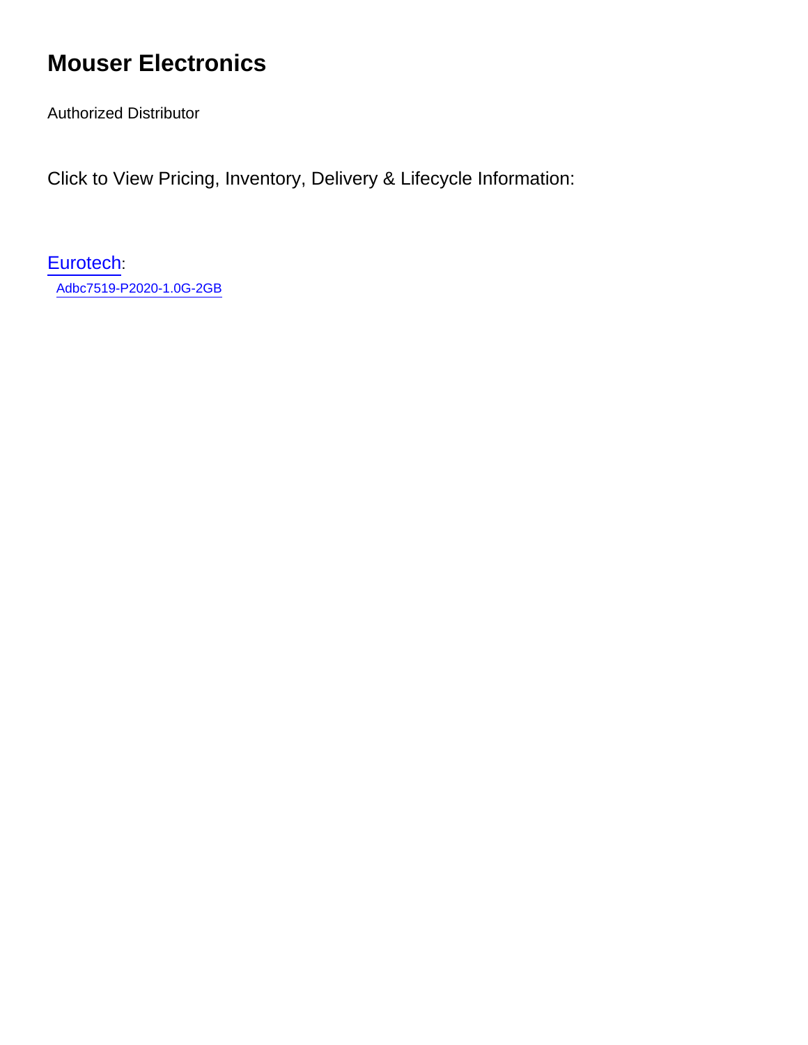# Mouser Electronics

Authorized Distributor

Click to View Pricing, Inventory, Delivery & Lifecycle Information:

Eurotech:

Adbc7519-P2020-1.0G-2GB